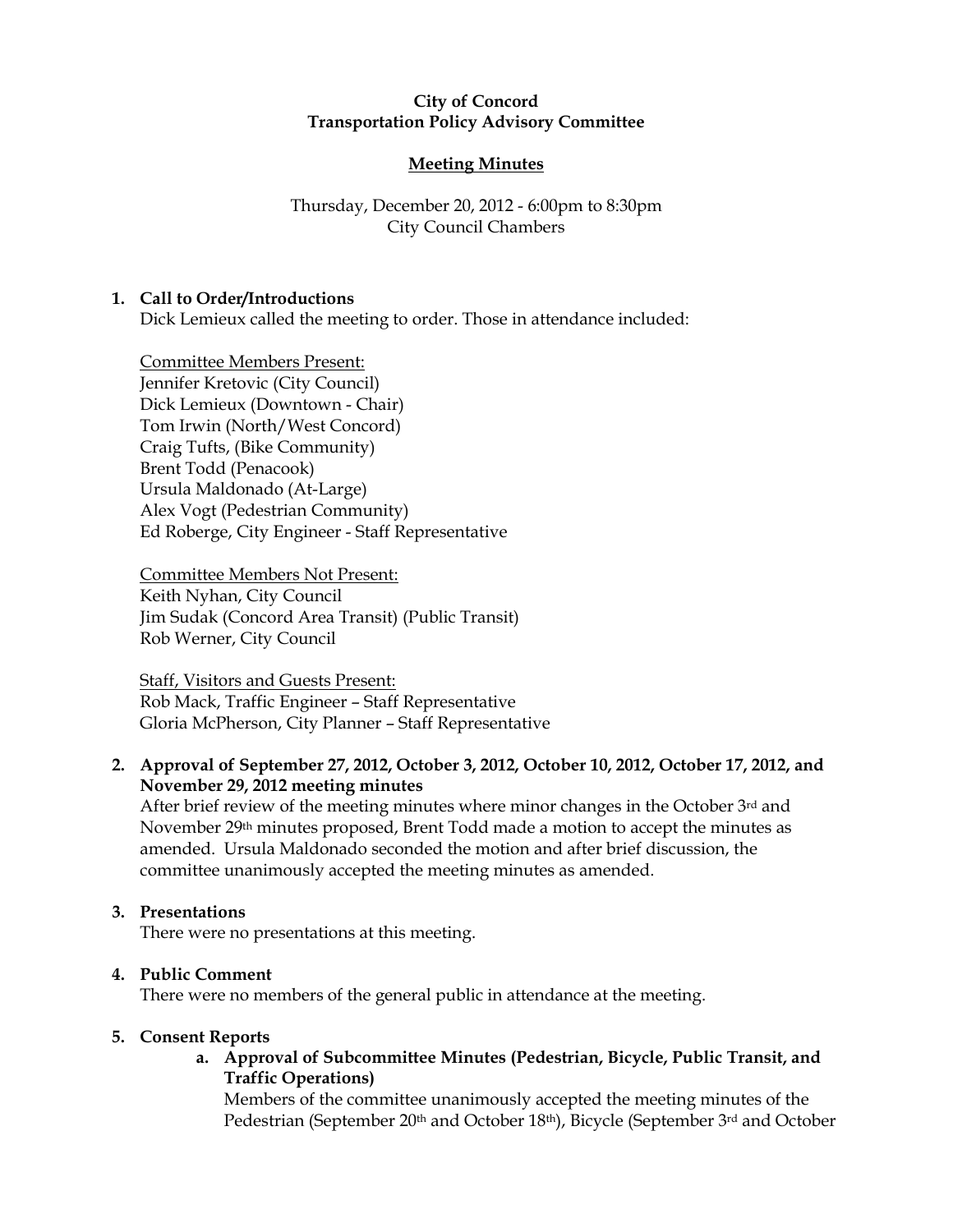**City of Concord**
**Transportation Policy Advisory Committee**

**Meeting Minutes**

Thursday, December 20, 2012 - 6:00pm to 8:30pm
City Council Chambers

## 1. Call to Order/Introductions

Dick Lemieux called the meeting to order. Those in attendance included:

Committee Members Present:
Jennifer Kretovic (City Council)
Dick Lemieux (Downtown - Chair)
Tom Irwin (North/West Concord)
Craig Tufts, (Bike Community)
Brent Todd (Penacook)
Ursula Maldonado (At-Large)
Alex Vogt (Pedestrian Community)
Ed Roberge, City Engineer - Staff Representative

Committee Members Not Present:
Keith Nyhan, City Council
Jim Sudak (Concord Area Transit) (Public Transit)
Rob Werner, City Council

Staff, Visitors and Guests Present:
Rob Mack, Traffic Engineer – Staff Representative
Gloria McPherson, City Planner – Staff Representative

## 2. Approval of September 27, 2012, October 3, 2012, October 10, 2012, October 17, 2012, and November 29, 2012 meeting minutes

After brief review of the meeting minutes where minor changes in the October 3rd and November 29th minutes proposed, Brent Todd made a motion to accept the minutes as amended. Ursula Maldonado seconded the motion and after brief discussion, the committee unanimously accepted the meeting minutes as amended.

## 3. Presentations

There were no presentations at this meeting.

## 4. Public Comment

There were no members of the general public in attendance at the meeting.

## 5. Consent Reports

**a. Approval of Subcommittee Minutes (Pedestrian, Bicycle, Public Transit, and Traffic Operations)**

Members of the committee unanimously accepted the meeting minutes of the Pedestrian (September 20th and October 18th), Bicycle (September 3rd and October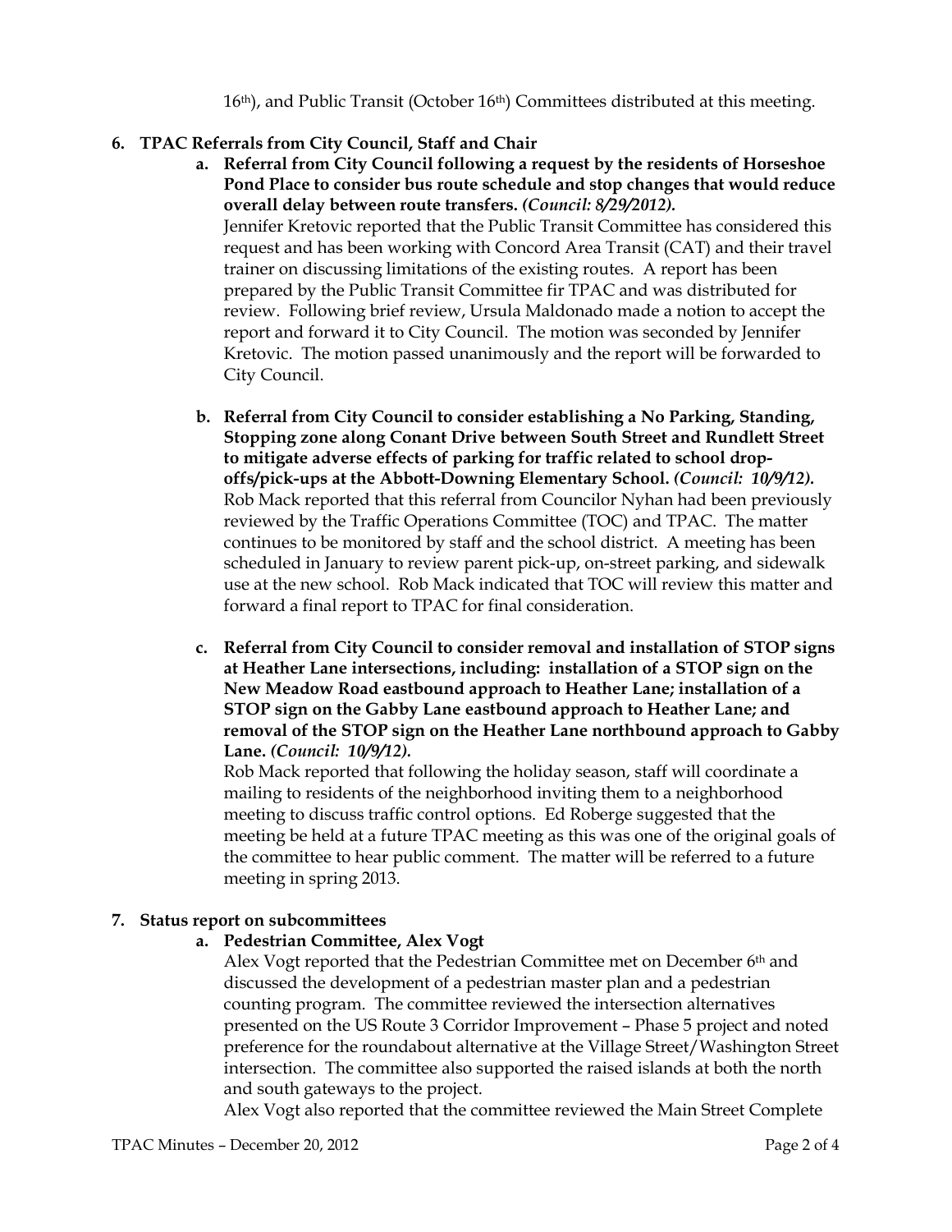16th), and Public Transit (October 16th) Committees distributed at this meeting.

**6. TPAC Referrals from City Council, Staff and Chair**

**a. Referral from City Council following a request by the residents of Horseshoe Pond Place to consider bus route schedule and stop changes that would reduce overall delay between route transfers.** ***(Council: 8/29/2012).***
Jennifer Kretovic reported that the Public Transit Committee has considered this request and has been working with Concord Area Transit (CAT) and their travel trainer on discussing limitations of the existing routes. A report has been prepared by the Public Transit Committee fir TPAC and was distributed for review. Following brief review, Ursula Maldonado made a notion to accept the report and forward it to City Council. The motion was seconded by Jennifer Kretovic. The motion passed unanimously and the report will be forwarded to City Council.

**b. Referral from City Council to consider establishing a No Parking, Standing, Stopping zone along Conant Drive between South Street and Rundlett Street to mitigate adverse effects of parking for traffic related to school drop-offs/pick-ups at the Abbott-Downing Elementary School.** ***(Council: 10/9/12).***
Rob Mack reported that this referral from Councilor Nyhan had been previously reviewed by the Traffic Operations Committee (TOC) and TPAC. The matter continues to be monitored by staff and the school district. A meeting has been scheduled in January to review parent pick-up, on-street parking, and sidewalk use at the new school. Rob Mack indicated that TOC will review this matter and forward a final report to TPAC for final consideration.

**c. Referral from City Council to consider removal and installation of STOP signs at Heather Lane intersections, including: installation of a STOP sign on the New Meadow Road eastbound approach to Heather Lane; installation of a STOP sign on the Gabby Lane eastbound approach to Heather Lane; and removal of the STOP sign on the Heather Lane northbound approach to Gabby Lane.** ***(Council: 10/9/12).***
Rob Mack reported that following the holiday season, staff will coordinate a mailing to residents of the neighborhood inviting them to a neighborhood meeting to discuss traffic control options. Ed Roberge suggested that the meeting be held at a future TPAC meeting as this was one of the original goals of the committee to hear public comment. The matter will be referred to a future meeting in spring 2013.

**7. Status report on subcommittees**

**a. Pedestrian Committee, Alex Vogt**
Alex Vogt reported that the Pedestrian Committee met on December 6th and discussed the development of a pedestrian master plan and a pedestrian counting program. The committee reviewed the intersection alternatives presented on the US Route 3 Corridor Improvement – Phase 5 project and noted preference for the roundabout alternative at the Village Street/Washington Street intersection. The committee also supported the raised islands at both the north and south gateways to the project.
Alex Vogt also reported that the committee reviewed the Main Street Complete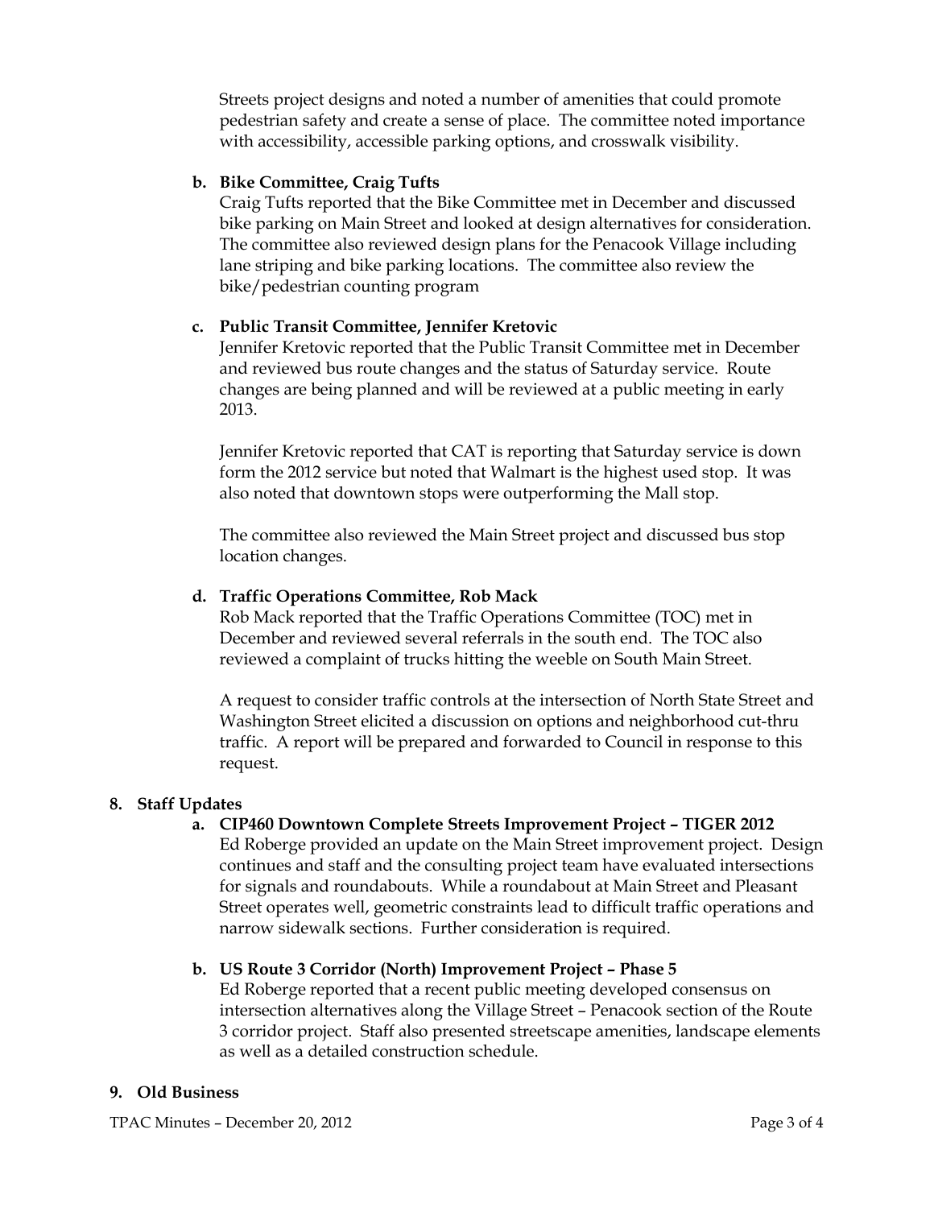Streets project designs and noted a number of amenities that could promote pedestrian safety and create a sense of place. The committee noted importance with accessibility, accessible parking options, and crosswalk visibility.

**b. Bike Committee, Craig Tufts**

Craig Tufts reported that the Bike Committee met in December and discussed bike parking on Main Street and looked at design alternatives for consideration. The committee also reviewed design plans for the Penacook Village including lane striping and bike parking locations. The committee also review the bike/pedestrian counting program

**c. Public Transit Committee, Jennifer Kretovic**

Jennifer Kretovic reported that the Public Transit Committee met in December and reviewed bus route changes and the status of Saturday service. Route changes are being planned and will be reviewed at a public meeting in early 2013.

Jennifer Kretovic reported that CAT is reporting that Saturday service is down form the 2012 service but noted that Walmart is the highest used stop. It was also noted that downtown stops were outperforming the Mall stop.

The committee also reviewed the Main Street project and discussed bus stop location changes.

**d. Traffic Operations Committee, Rob Mack**

Rob Mack reported that the Traffic Operations Committee (TOC) met in December and reviewed several referrals in the south end. The TOC also reviewed a complaint of trucks hitting the weeble on South Main Street.

A request to consider traffic controls at the intersection of North State Street and Washington Street elicited a discussion on options and neighborhood cut-thru traffic. A report will be prepared and forwarded to Council in response to this request.

## 8. Staff Updates

**a. CIP460 Downtown Complete Streets Improvement Project – TIGER 2012**

Ed Roberge provided an update on the Main Street improvement project. Design continues and staff and the consulting project team have evaluated intersections for signals and roundabouts. While a roundabout at Main Street and Pleasant Street operates well, geometric constraints lead to difficult traffic operations and narrow sidewalk sections. Further consideration is required.

**b. US Route 3 Corridor (North) Improvement Project – Phase 5**

Ed Roberge reported that a recent public meeting developed consensus on intersection alternatives along the Village Street – Penacook section of the Route 3 corridor project. Staff also presented streetscape amenities, landscape elements as well as a detailed construction schedule.

## 9. Old Business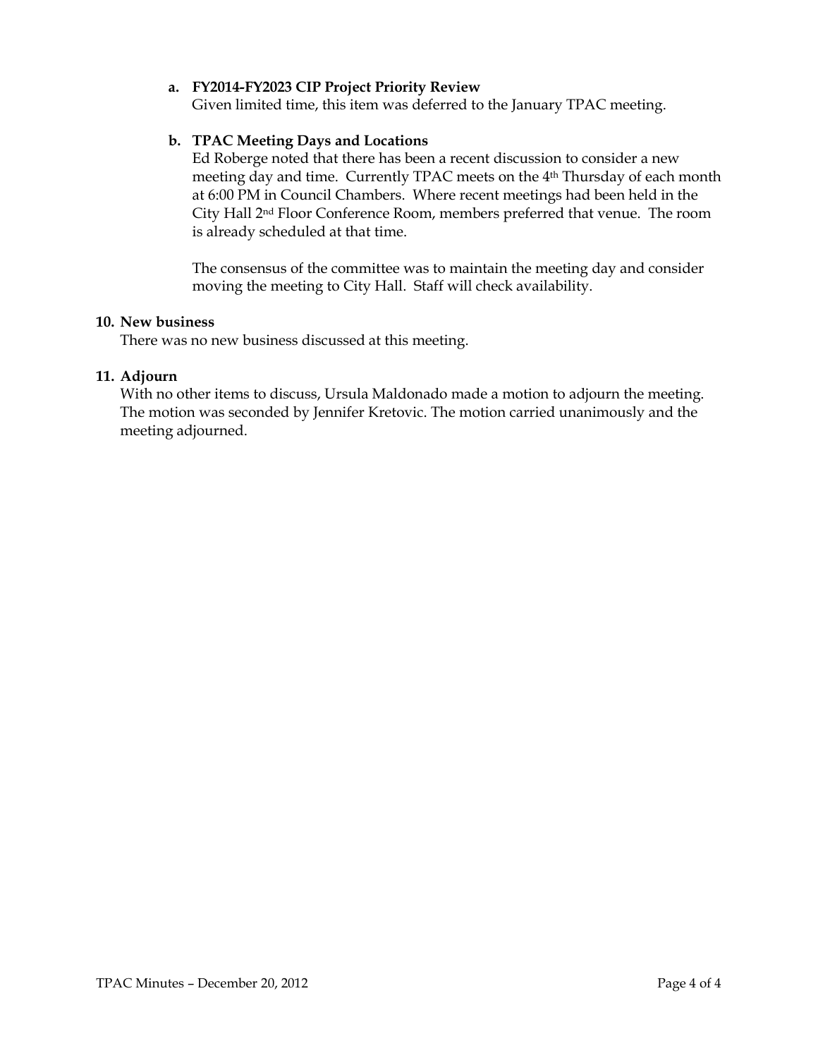**a. FY2014-FY2023 CIP Project Priority Review**

Given limited time, this item was deferred to the January TPAC meeting.

**b. TPAC Meeting Days and Locations**

Ed Roberge noted that there has been a recent discussion to consider a new meeting day and time. Currently TPAC meets on the 4th Thursday of each month at 6:00 PM in Council Chambers. Where recent meetings had been held in the City Hall 2nd Floor Conference Room, members preferred that venue. The room is already scheduled at that time.

The consensus of the committee was to maintain the meeting day and consider moving the meeting to City Hall. Staff will check availability.

**10. New business**

There was no new business discussed at this meeting.

**11. Adjourn**

With no other items to discuss, Ursula Maldonado made a motion to adjourn the meeting. The motion was seconded by Jennifer Kretovic. The motion carried unanimously and the meeting adjourned.